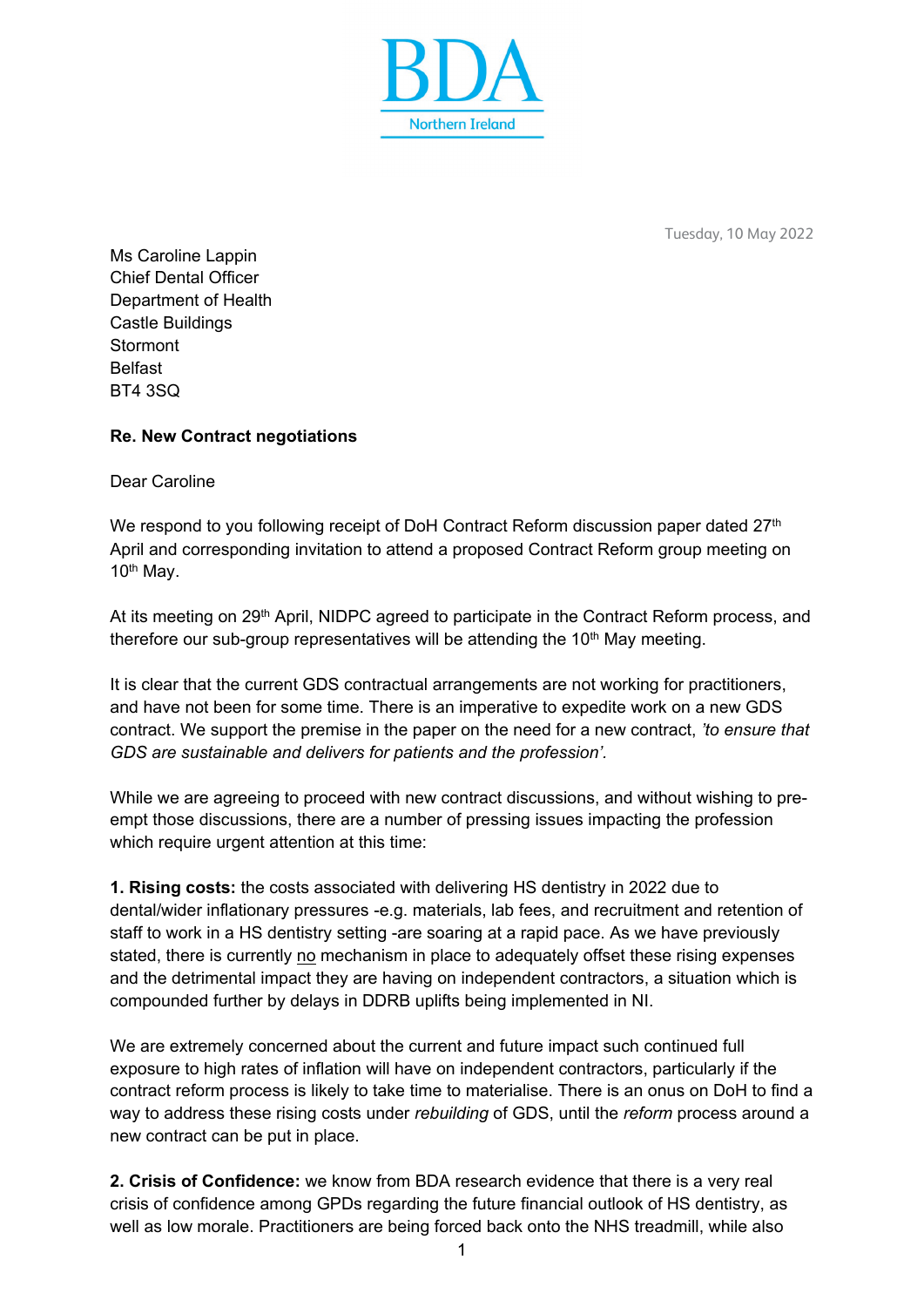BDA

Northern Ireland

Tuesday, 10 May 2022

Ms Caroline Lappin
Chief Dental Officer
Department of Health
Castle Buildings
Stormont
Belfast
BT4 3SQ

**Re. New Contract negotiations**

Dear Caroline

We respond to you following receipt of DoH Contract Reform discussion paper dated 27th April and corresponding invitation to attend a proposed Contract Reform group meeting on 10th May.

At its meeting on 29th April, NIDPC agreed to participate in the Contract Reform process, and therefore our sub-group representatives will be attending the 10th May meeting.

It is clear that the current GDS contractual arrangements are not working for practitioners, and have not been for some time. There is an imperative to expedite work on a new GDS contract. We support the premise in the paper on the need for a new contract, *'to ensure that GDS are sustainable and delivers for patients and the profession'*.

While we are agreeing to proceed with new contract discussions, and without wishing to pre-empt those discussions, there are a number of pressing issues impacting the profession which require urgent attention at this time:

**1. Rising costs:** the costs associated with delivering HS dentistry in 2022 due to dental/wider inflationary pressures -e.g. materials, lab fees, and recruitment and retention of staff to work in a HS dentistry setting -are soaring at a rapid pace. As we have previously stated, there is currently <u>no</u> mechanism in place to adequately offset these rising expenses and the detrimental impact they are having on independent contractors, a situation which is compounded further by delays in DDRB uplifts being implemented in NI.

We are extremely concerned about the current and future impact such continued full exposure to high rates of inflation will have on independent contractors, particularly if the contract reform process is likely to take time to materialise. There is an onus on DoH to find a way to address these rising costs under *rebuilding* of GDS, until the *reform* process around a new contract can be put in place.

**2. Crisis of Confidence:** we know from BDA research evidence that there is a very real crisis of confidence among GPDs regarding the future financial outlook of HS dentistry, as well as low morale. Practitioners are being forced back onto the NHS treadmill, while also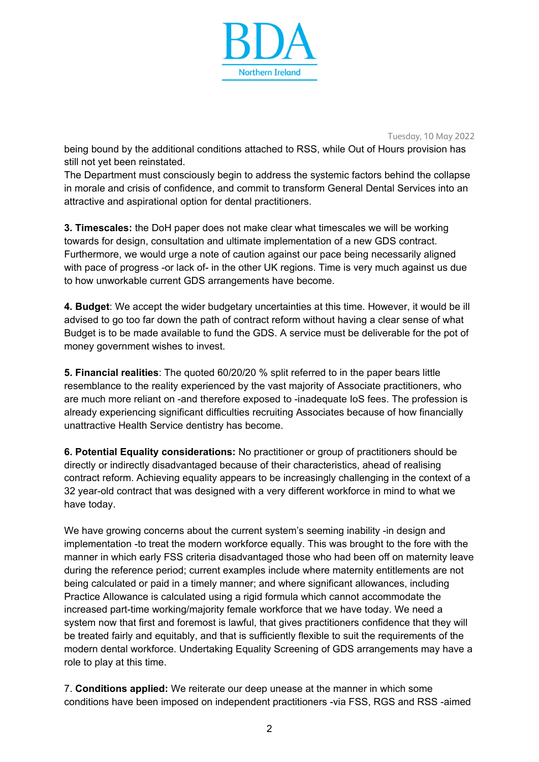being bound by the additional conditions attached to RSS, while Out of Hours provision has still not yet been reinstated.
The Department must consciously begin to address the systemic factors behind the collapse in morale and crisis of confidence, and commit to transform General Dental Services into an attractive and aspirational option for dental practitioners.

**3. Timescales:** the DoH paper does not make clear what timescales we will be working towards for design, consultation and ultimate implementation of a new GDS contract. Furthermore, we would urge a note of caution against our pace being necessarily aligned with pace of progress -or lack of- in the other UK regions. Time is very much against us due to how unworkable current GDS arrangements have become.

**4. Budget**: We accept the wider budgetary uncertainties at this time. However, it would be ill advised to go too far down the path of contract reform without having a clear sense of what Budget is to be made available to fund the GDS. A service must be deliverable for the pot of money government wishes to invest.

**5. Financial realities**: The quoted 60/20/20 % split referred to in the paper bears little resemblance to the reality experienced by the vast majority of Associate practitioners, who are much more reliant on -and therefore exposed to -inadequate IoS fees. The profession is already experiencing significant difficulties recruiting Associates because of how financially unattractive Health Service dentistry has become.

**6. Potential Equality considerations:** No practitioner or group of practitioners should be directly or indirectly disadvantaged because of their characteristics, ahead of realising contract reform. Achieving equality appears to be increasingly challenging in the context of a 32 year-old contract that was designed with a very different workforce in mind to what we have today.

We have growing concerns about the current system's seeming inability -in design and implementation -to treat the modern workforce equally. This was brought to the fore with the manner in which early FSS criteria disadvantaged those who had been off on maternity leave during the reference period; current examples include where maternity entitlements are not being calculated or paid in a timely manner; and where significant allowances, including Practice Allowance is calculated using a rigid formula which cannot accommodate the increased part-time working/majority female workforce that we have today. We need a system now that first and foremost is lawful, that gives practitioners confidence that they will be treated fairly and equitably, and that is sufficiently flexible to suit the requirements of the modern dental workforce. Undertaking Equality Screening of GDS arrangements may have a role to play at this time.

7. **Conditions applied:** We reiterate our deep unease at the manner in which some conditions have been imposed on independent practitioners -via FSS, RGS and RSS -aimed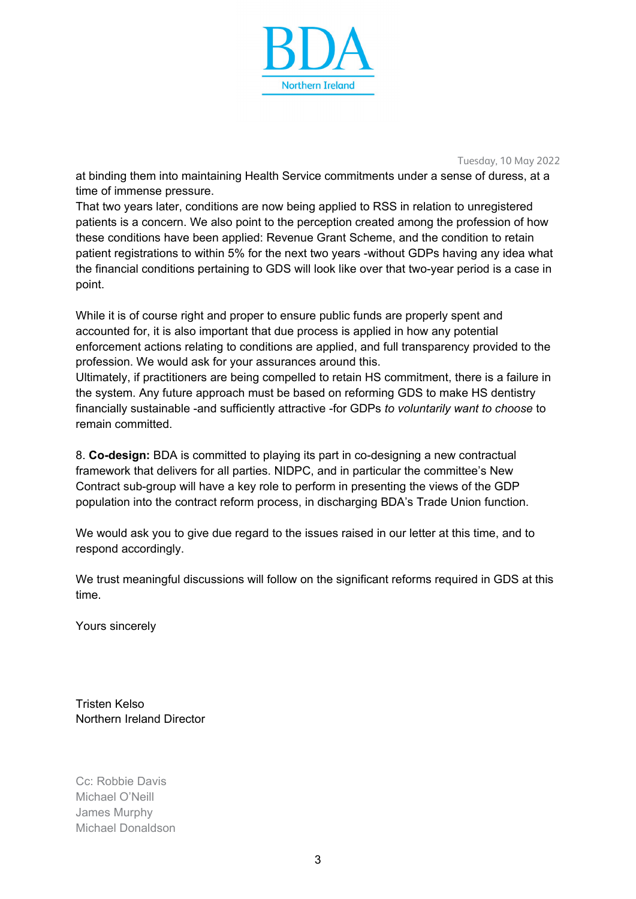Tuesday, 10 May 2022

at binding them into maintaining Health Service commitments under a sense of duress, at a time of immense pressure.
That two years later, conditions are now being applied to RSS in relation to unregistered patients is a concern. We also point to the perception created among the profession of how these conditions have been applied: Revenue Grant Scheme, and the condition to retain patient registrations to within 5% for the next two years -without GDPs having any idea what the financial conditions pertaining to GDS will look like over that two-year period is a case in point.

While it is of course right and proper to ensure public funds are properly spent and accounted for, it is also important that due process is applied in how any potential enforcement actions relating to conditions are applied, and full transparency provided to the profession. We would ask for your assurances around this.
Ultimately, if practitioners are being compelled to retain HS commitment, there is a failure in the system. Any future approach must be based on reforming GDS to make HS dentistry financially sustainable -and sufficiently attractive -for GDPs *to voluntarily want to choose* to remain committed.

8. **Co-design:** BDA is committed to playing its part in co-designing a new contractual framework that delivers for all parties. NIDPC, and in particular the committee's New Contract sub-group will have a key role to perform in presenting the views of the GDP population into the contract reform process, in discharging BDA's Trade Union function.

We would ask you to give due regard to the issues raised in our letter at this time, and to respond accordingly.

We trust meaningful discussions will follow on the significant reforms required in GDS at this time.

Yours sincerely

Tristen Kelso
Northern Ireland Director

Cc: Robbie Davis
Michael O'Neill
James Murphy
Michael Donaldson